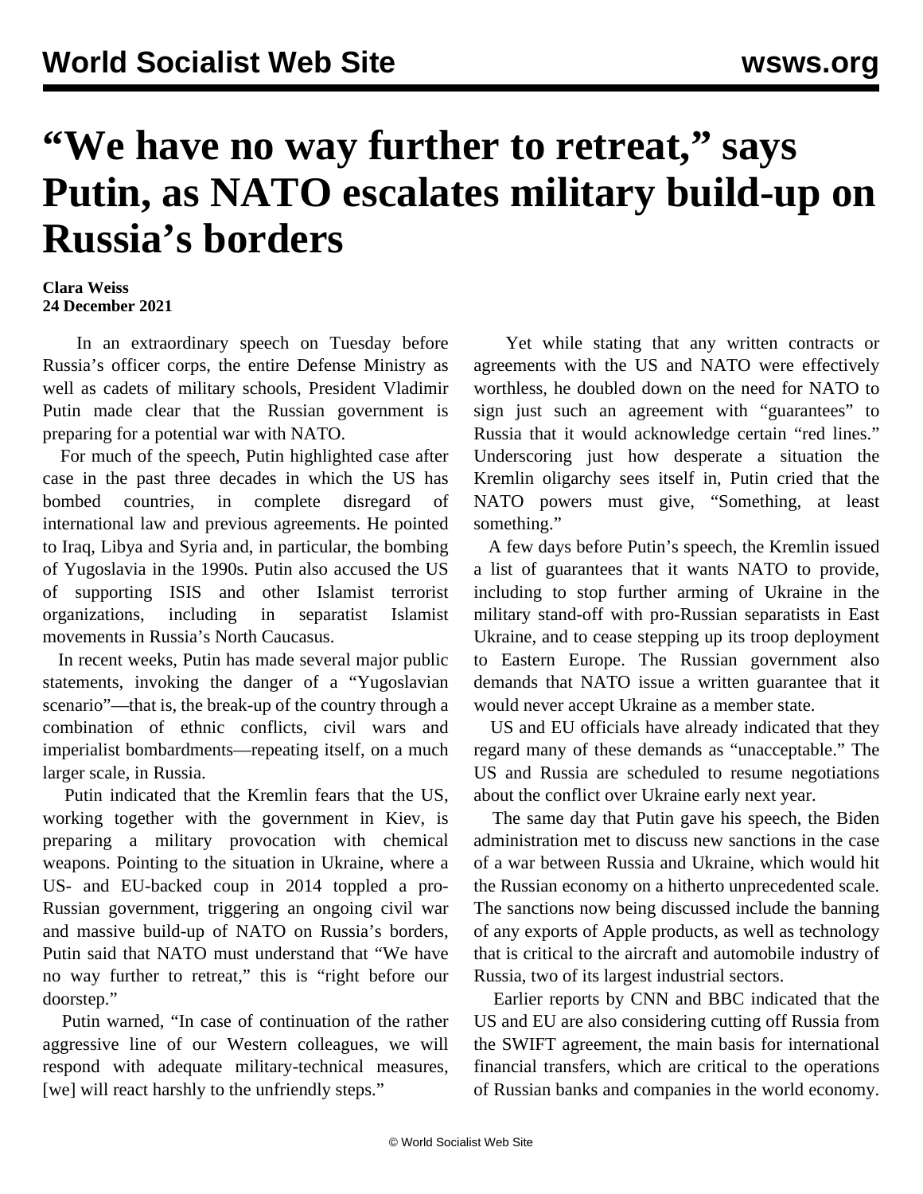# “We have no way further to retreat,” says Putin, as NATO escalates military build-up on Russia’s borders

**Clara Weiss**
**24 December 2021**

In an extraordinary speech on Tuesday before Russia’s officer corps, the entire Defense Ministry as well as cadets of military schools, President Vladimir Putin made clear that the Russian government is preparing for a potential war with NATO.

For much of the speech, Putin highlighted case after case in the past three decades in which the US has bombed countries, in complete disregard of international law and previous agreements. He pointed to Iraq, Libya and Syria and, in particular, the bombing of Yugoslavia in the 1990s. Putin also accused the US of supporting ISIS and other Islamist terrorist organizations, including in separatist Islamist movements in Russia’s North Caucasus.

In recent weeks, Putin has made several major public statements, invoking the danger of a “Yugoslavian scenario”—that is, the break-up of the country through a combination of ethnic conflicts, civil wars and imperialist bombardments—repeating itself, on a much larger scale, in Russia.

Putin indicated that the Kremlin fears that the US, working together with the government in Kiev, is preparing a military provocation with chemical weapons. Pointing to the situation in Ukraine, where a US- and EU-backed coup in 2014 toppled a pro-Russian government, triggering an ongoing civil war and massive build-up of NATO on Russia’s borders, Putin said that NATO must understand that “We have no way further to retreat,” this is “right before our doorstep.”

Putin warned, “In case of continuation of the rather aggressive line of our Western colleagues, we will respond with adequate military-technical measures, [we] will react harshly to the unfriendly steps.”

Yet while stating that any written contracts or agreements with the US and NATO were effectively worthless, he doubled down on the need for NATO to sign just such an agreement with “guarantees” to Russia that it would acknowledge certain “red lines.” Underscoring just how desperate a situation the Kremlin oligarchy sees itself in, Putin cried that the NATO powers must give, “Something, at least something.”

A few days before Putin’s speech, the Kremlin issued a list of guarantees that it wants NATO to provide, including to stop further arming of Ukraine in the military stand-off with pro-Russian separatists in East Ukraine, and to cease stepping up its troop deployment to Eastern Europe. The Russian government also demands that NATO issue a written guarantee that it would never accept Ukraine as a member state.

US and EU officials have already indicated that they regard many of these demands as “unacceptable.” The US and Russia are scheduled to resume negotiations about the conflict over Ukraine early next year.

The same day that Putin gave his speech, the Biden administration met to discuss new sanctions in the case of a war between Russia and Ukraine, which would hit the Russian economy on a hitherto unprecedented scale. The sanctions now being discussed include the banning of any exports of Apple products, as well as technology that is critical to the aircraft and automobile industry of Russia, two of its largest industrial sectors.

Earlier reports by CNN and BBC indicated that the US and EU are also considering cutting off Russia from the SWIFT agreement, the main basis for international financial transfers, which are critical to the operations of Russian banks and companies in the world economy.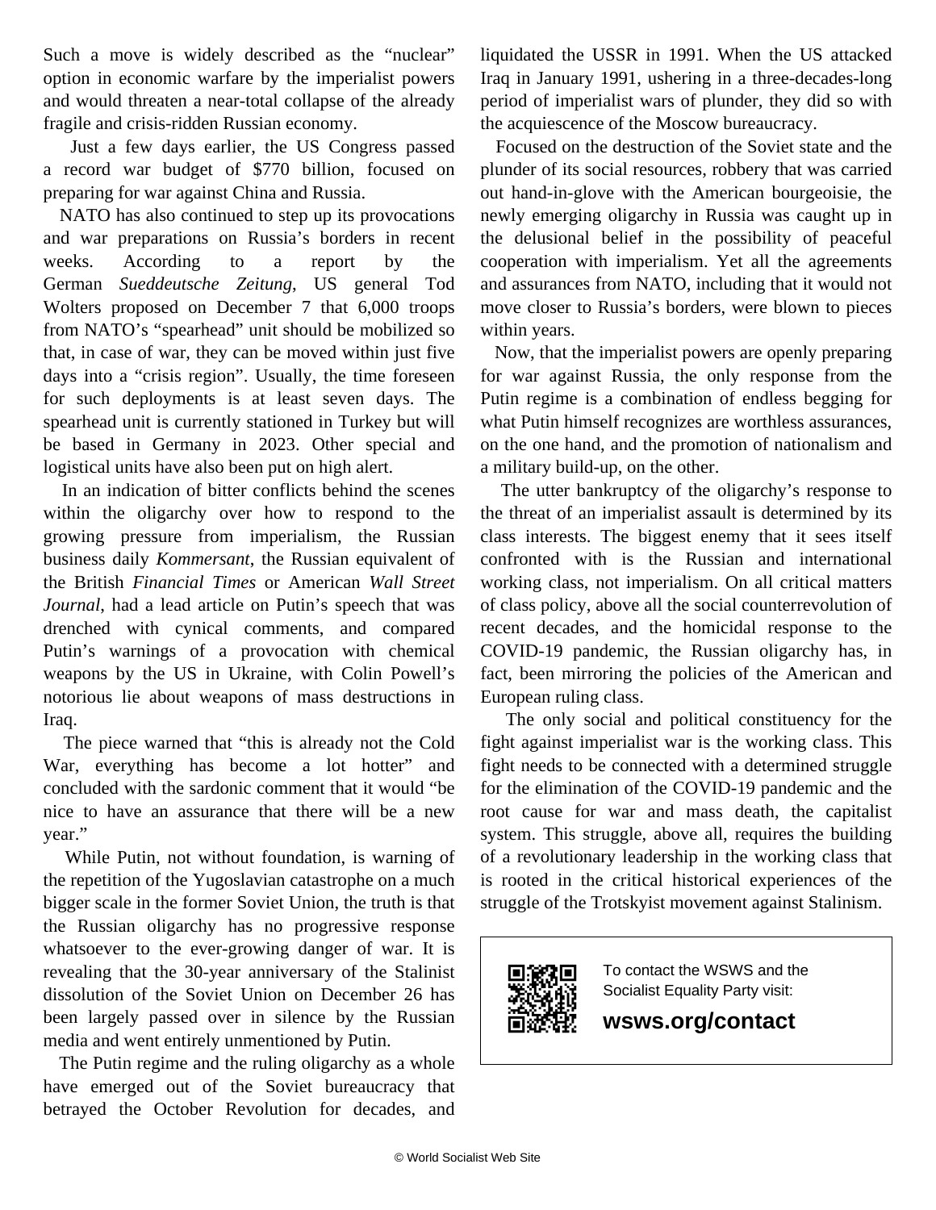Such a move is widely described as the "nuclear" option in economic warfare by the imperialist powers and would threaten a near-total collapse of the already fragile and crisis-ridden Russian economy.

Just a few days earlier, the US Congress passed a record war budget of $770 billion, focused on preparing for war against China and Russia.

NATO has also continued to step up its provocations and war preparations on Russia's borders in recent weeks. According to a report by the German *Sueddeutsche Zeitung*, US general Tod Wolters proposed on December 7 that 6,000 troops from NATO's "spearhead" unit should be mobilized so that, in case of war, they can be moved within just five days into a "crisis region". Usually, the time foreseen for such deployments is at least seven days. The spearhead unit is currently stationed in Turkey but will be based in Germany in 2023. Other special and logistical units have also been put on high alert.

In an indication of bitter conflicts behind the scenes within the oligarchy over how to respond to the growing pressure from imperialism, the Russian business daily *Kommersant*, the Russian equivalent of the British *Financial Times* or American *Wall Street Journal*, had a lead article on Putin's speech that was drenched with cynical comments, and compared Putin's warnings of a provocation with chemical weapons by the US in Ukraine, with Colin Powell's notorious lie about weapons of mass destructions in Iraq.

The piece warned that "this is already not the Cold War, everything has become a lot hotter" and concluded with the sardonic comment that it would "be nice to have an assurance that there will be a new year."

While Putin, not without foundation, is warning of the repetition of the Yugoslavian catastrophe on a much bigger scale in the former Soviet Union, the truth is that the Russian oligarchy has no progressive response whatsoever to the ever-growing danger of war. It is revealing that the 30-year anniversary of the Stalinist dissolution of the Soviet Union on December 26 has been largely passed over in silence by the Russian media and went entirely unmentioned by Putin.

The Putin regime and the ruling oligarchy as a whole have emerged out of the Soviet bureaucracy that betrayed the October Revolution for decades, and liquidated the USSR in 1991. When the US attacked Iraq in January 1991, ushering in a three-decades-long period of imperialist wars of plunder, they did so with the acquiescence of the Moscow bureaucracy.

Focused on the destruction of the Soviet state and the plunder of its social resources, robbery that was carried out hand-in-glove with the American bourgeoisie, the newly emerging oligarchy in Russia was caught up in the delusional belief in the possibility of peaceful cooperation with imperialism. Yet all the agreements and assurances from NATO, including that it would not move closer to Russia's borders, were blown to pieces within years.

Now, that the imperialist powers are openly preparing for war against Russia, the only response from the Putin regime is a combination of endless begging for what Putin himself recognizes are worthless assurances, on the one hand, and the promotion of nationalism and a military build-up, on the other.

The utter bankruptcy of the oligarchy's response to the threat of an imperialist assault is determined by its class interests. The biggest enemy that it sees itself confronted with is the Russian and international working class, not imperialism. On all critical matters of class policy, above all the social counterrevolution of recent decades, and the homicidal response to the COVID-19 pandemic, the Russian oligarchy has, in fact, been mirroring the policies of the American and European ruling class.

The only social and political constituency for the fight against imperialist war is the working class. This fight needs to be connected with a determined struggle for the elimination of the COVID-19 pandemic and the root cause for war and mass death, the capitalist system. This struggle, above all, requires the building of a revolutionary leadership in the working class that is rooted in the critical historical experiences of the struggle of the Trotskyist movement against Stalinism.

To contact the WSWS and the Socialist Equality Party visit:

**wsws.org/contact**